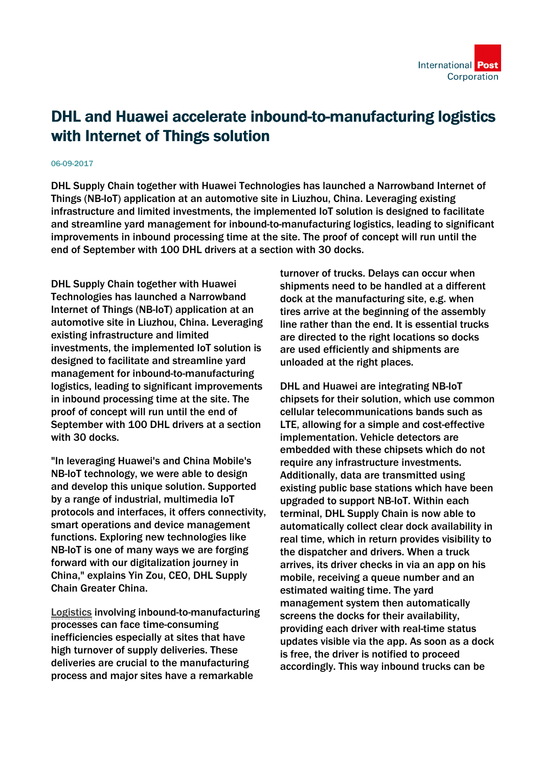# DHL and Huawei accelerate inbound-to-manufacturing logistics with Internet of Things solution

06-09-2017

**DHL Supply Chain together with Huawei Technologies has launched a Narrowband Internet of Things (NB-IoT) application at an automotive site in Liuzhou, China. Leveraging existing infrastructure and limited investments, the implemented IoT solution is designed to facilitate and streamline yard management for inbound-to-manufacturing logistics, leading to significant improvements in inbound processing time at the site. The proof of concept will run until the end of September with 100 DHL drivers at a section with 30 docks.**

DHL Supply Chain together with Huawei Technologies has launched a Narrowband Internet of Things (NB-IoT) application at an automotive site in Liuzhou, China. Leveraging existing infrastructure and limited investments, the implemented IoT solution is designed to facilitate and streamline yard management for inbound-to-manufacturing logistics, leading to significant improvements in inbound processing time at the site. The proof of concept will run until the end of September with 100 DHL drivers at a section with 30 docks.

"In leveraging Huawei's and China Mobile's NB-IoT technology, we were able to design and develop this unique solution. Supported by a range of industrial, multimedia IoT protocols and interfaces, it offers connectivity, smart operations and device management functions. Exploring new technologies like NB-IoT is one of many ways we are forging forward with our digitalization journey in China," explains Yin Zou, CEO, DHL Supply Chain Greater China.

Logistics involving inbound-to-manufacturing processes can face time-consuming inefficiencies especially at sites that have high turnover of supply deliveries. These deliveries are crucial to the manufacturing process and major sites have a remarkable turnover of trucks. Delays can occur when shipments need to be handled at a different dock at the manufacturing site, e.g. when tires arrive at the beginning of the assembly line rather than the end. It is essential trucks are directed to the right locations so docks are used efficiently and shipments are unloaded at the right places.

DHL and Huawei are integrating NB-IoT chipsets for their solution, which use common cellular telecommunications bands such as LTE, allowing for a simple and cost-effective implementation. Vehicle detectors are embedded with these chipsets which do not require any infrastructure investments. Additionally, data are transmitted using existing public base stations which have been upgraded to support NB-IoT. Within each terminal, DHL Supply Chain is now able to automatically collect clear dock availability in real time, which in return provides visibility to the dispatcher and drivers. When a truck arrives, its driver checks in via an app on his mobile, receiving a queue number and an estimated waiting time. The yard management system then automatically screens the docks for their availability, providing each driver with real-time status updates visible via the app. As soon as a dock is free, the driver is notified to proceed accordingly. This way inbound trucks can be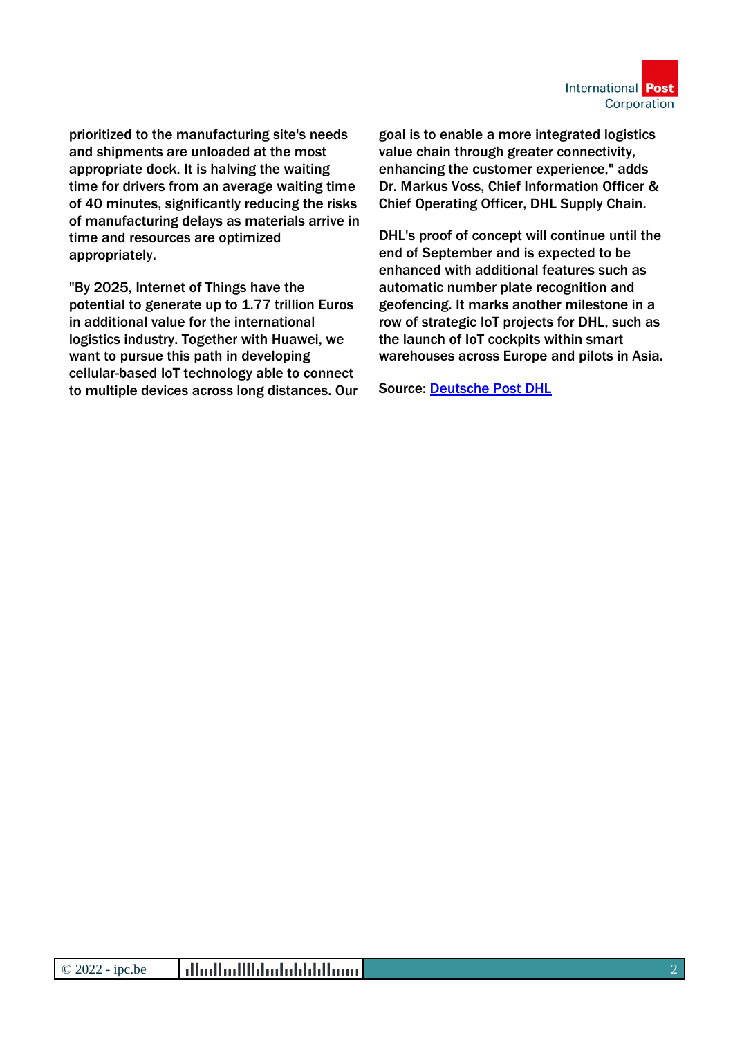prioritized to the manufacturing site's needs and shipments are unloaded at the most appropriate dock. It is halving the waiting time for drivers from an average waiting time of 40 minutes, significantly reducing the risks of manufacturing delays as materials arrive in time and resources are optimized appropriately.

"By 2025, Internet of Things have the potential to generate up to 1.77 trillion Euros in additional value for the international logistics industry. Together with Huawei, we want to pursue this path in developing cellular-based IoT technology able to connect to multiple devices across long distances. Our goal is to enable a more integrated logistics value chain through greater connectivity, enhancing the customer experience," adds Dr. Markus Voss, Chief Information Officer & Chief Operating Officer, DHL Supply Chain.

DHL's proof of concept will continue until the end of September and is expected to be enhanced with additional features such as automatic number plate recognition and geofencing. It marks another milestone in a row of strategic IoT projects for DHL, such as the launch of IoT cockpits within smart warehouses across Europe and pilots in Asia.

Source: Deutsche Post DHL